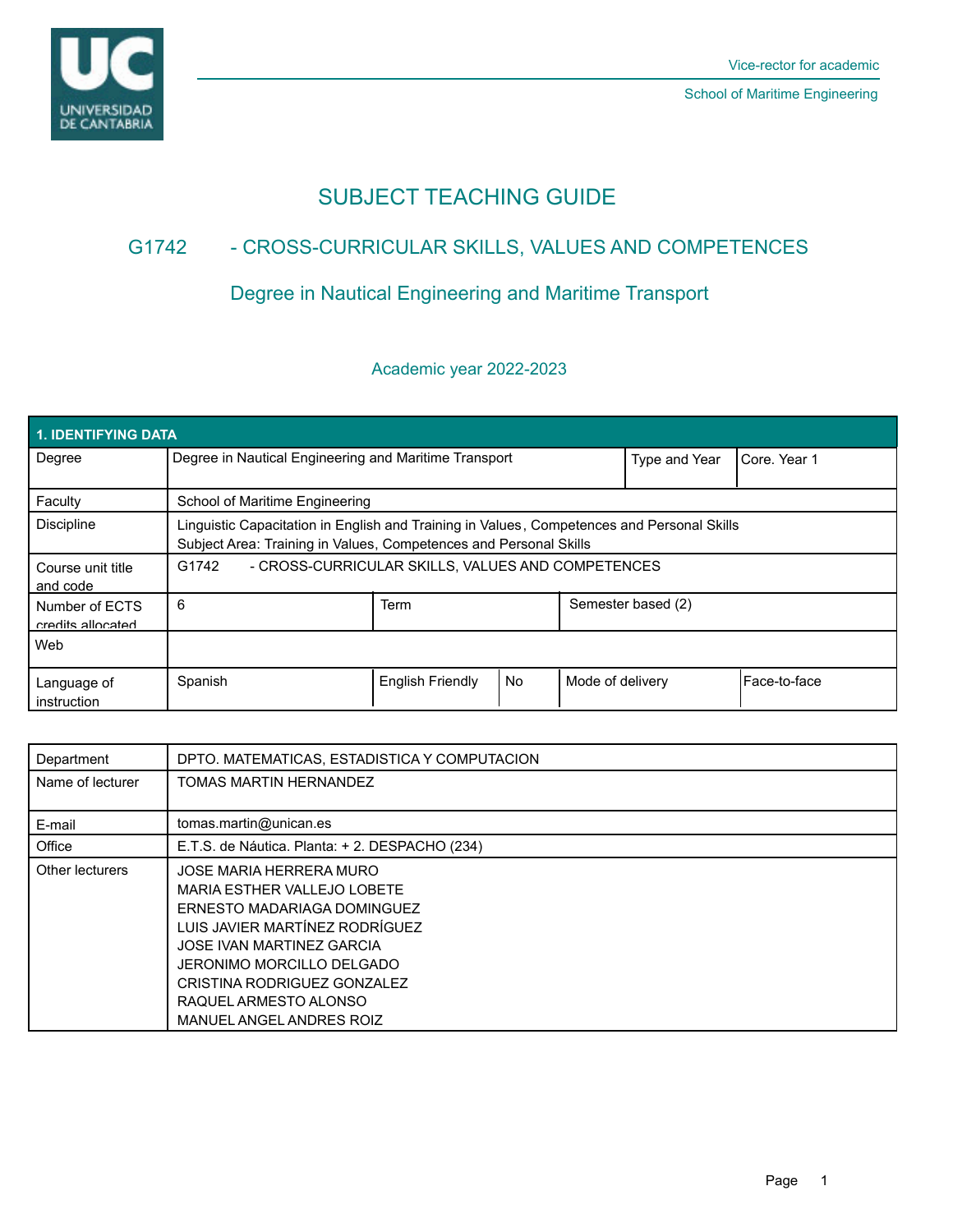Vice-rector for academic

School of Maritime Engineering

# SUBJECT TEACHING GUIDE

## G1742 - CROSS-CURRICULAR SKILLS, VALUES AND COMPETENCES

### Degree in Nautical Engineering and Maritime Transport

Academic year 2022-2023

| 1. IDENTIFYING DATA | | | | | |
|---|---|---|---|---|---|
| Degree | Degree in Nautical Engineering and Maritime Transport | | | Type and Year | Core. Year 1 |
| Faculty | School of Maritime Engineering | | | | |
| Discipline | Linguistic Capacitation in English and Training in Values, Competences and Personal Skills<br>Subject Area: Training in Values, Competences and Personal Skills | | | | |
| Course unit title and code | G1742 - CROSS-CURRICULAR SKILLS, VALUES AND COMPETENCES | | | | |
| Number of ECTS credits allocated | 6 | Term | | Semester based (2) | |
| Web | | | | | |
| Language of instruction | Spanish | English Friendly | No | Mode of delivery | Face-to-face |

| | |
|---|---|
| Department | DPTO. MATEMATICAS, ESTADISTICA Y COMPUTACION |
| Name of lecturer | TOMAS MARTIN HERNANDEZ |
| E-mail | tomas.martin@unican.es |
| Office | E.T.S. de Náutica. Planta: + 2. DESPACHO (234) |
| Other lecturers | JOSE MARIA HERRERA MURO<br>MARIA ESTHER VALLEJO LOBETE<br>ERNESTO MADARIAGA DOMINGUEZ<br>LUIS JAVIER MARTÍNEZ RODRÍGUEZ<br>JOSE IVAN MARTINEZ GARCIA<br>JERONIMO MORCILLO DELGADO<br>CRISTINA RODRIGUEZ GONZALEZ<br>RAQUEL ARMESTO ALONSO<br>MANUEL ANGEL ANDRES ROIZ |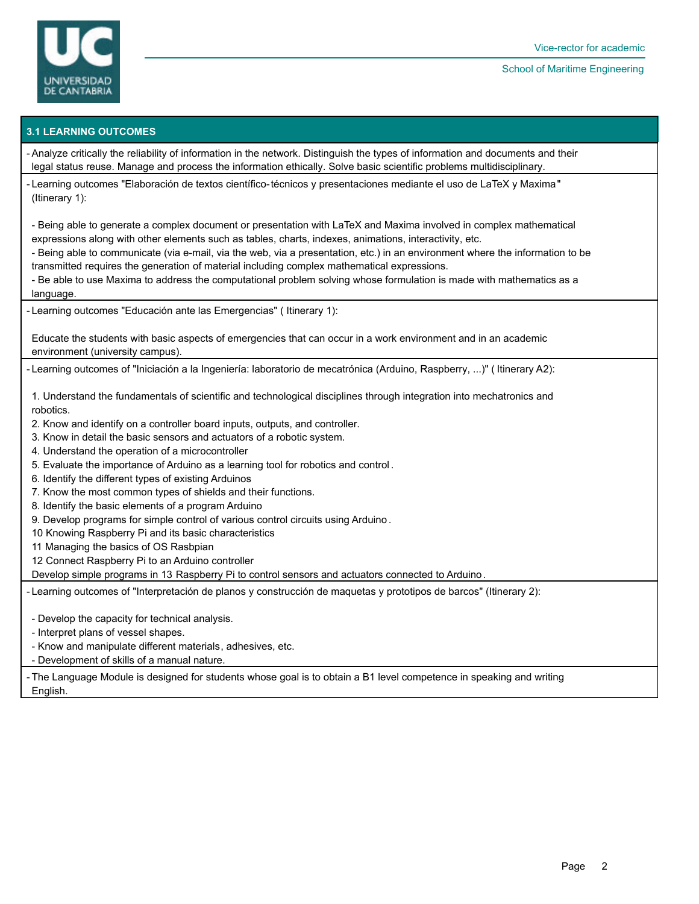## 3.1 LEARNING OUTCOMES

- Analyze critically the reliability of information in the network. Distinguish the types of information and documents and their legal status reuse. Manage and process the information ethically. Solve basic scientific problems multidisciplinary.

- Learning outcomes "Elaboración de textos científico-técnicos y presentaciones mediante el uso de LaTeX y Maxima" (Itinerary 1):

  - Being able to generate a complex document or presentation with LaTeX and Maxima involved in complex mathematical expressions along with other elements such as tables, charts, indexes, animations, interactivity, etc.
  - Being able to communicate (via e-mail, via the web, via a presentation, etc.) in an environment where the information to be transmitted requires the generation of material including complex mathematical expressions.
  - Be able to use Maxima to address the computational problem solving whose formulation is made with mathematics as a language.

- Learning outcomes "Educación ante las Emergencias" ( Itinerary 1):

  Educate the students with basic aspects of emergencies that can occur in a work environment and in an academic environment (university campus).

- Learning outcomes of "Iniciación a la Ingeniería: laboratorio de mecatrónica (Arduino, Raspberry, ...)" ( Itinerary A2):

  1. Understand the fundamentals of scientific and technological disciplines through integration into mechatronics and robotics.
  2. Know and identify on a controller board inputs, outputs, and controller.
  3. Know in detail the basic sensors and actuators of a robotic system.
  4. Understand the operation of a microcontroller
  5. Evaluate the importance of Arduino as a learning tool for robotics and control.
  6. Identify the different types of existing Arduinos
  7. Know the most common types of shields and their functions.
  8. Identify the basic elements of a program Arduino
  9. Develop programs for simple control of various control circuits using Arduino.

  10 Knowing Raspberry Pi and its basic characteristics

  11 Managing the basics of OS Rasbpian

  12 Connect Raspberry Pi to an Arduino controller

  Develop simple programs in 13 Raspberry Pi to control sensors and actuators connected to Arduino.

- Learning outcomes of "Interpretación de planos y construcción de maquetas y prototipos de barcos" (Itinerary 2):

  - Develop the capacity for technical analysis.
  - Interpret plans of vessel shapes.
  - Know and manipulate different materials, adhesives, etc.
  - Development of skills of a manual nature.

- The Language Module is designed for students whose goal is to obtain a B1 level competence in speaking and writing English.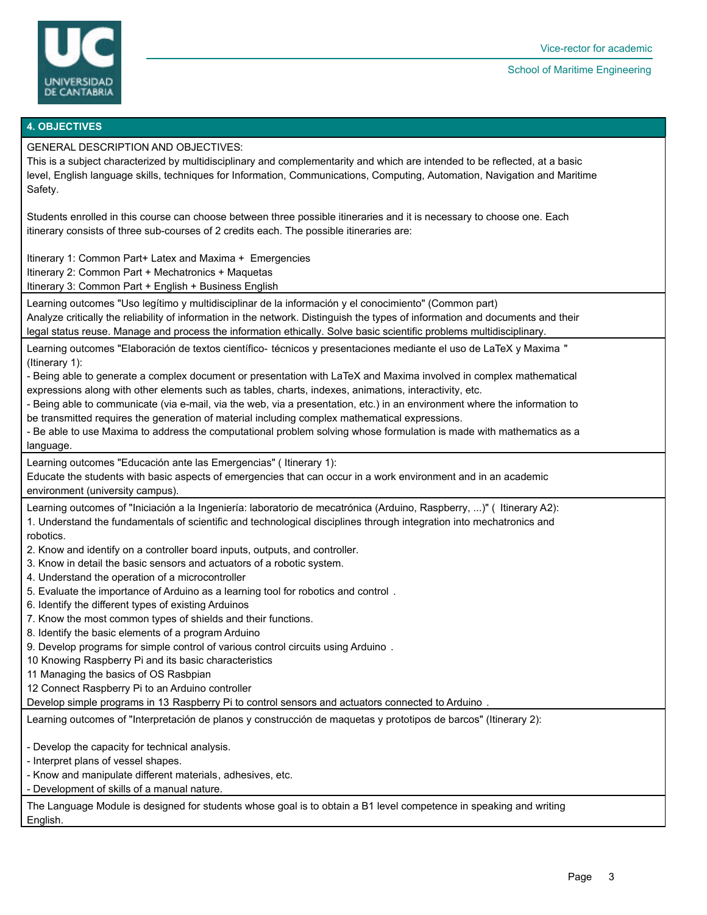## 4. OBJECTIVES

GENERAL DESCRIPTION AND OBJECTIVES:
This is a subject characterized by multidisciplinary and complementarity and which are intended to be reflected, at a basic level, English language skills, techniques for Information, Communications, Computing, Automation, Navigation and Maritime Safety.

Students enrolled in this course can choose between three possible itineraries and it is necessary to choose one. Each itinerary consists of three sub-courses of 2 credits each. The possible itineraries are:

Itinerary 1: Common Part+ Latex and Maxima + Emergencies
Itinerary 2: Common Part + Mechatronics + Maquetas
Itinerary 3: Common Part + English + Business English

Learning outcomes "Uso legítimo y multidisciplinar de la información y el conocimiento" (Common part)
Analyze critically the reliability of information in the network. Distinguish the types of information and documents and their legal status reuse. Manage and process the information ethically. Solve basic scientific problems multidisciplinary.

Learning outcomes "Elaboración de textos científico- técnicos y presentaciones mediante el uso de LaTeX y Maxima " (Itinerary 1):
- Being able to generate a complex document or presentation with LaTeX and Maxima involved in complex mathematical expressions along with other elements such as tables, charts, indexes, animations, interactivity, etc.
- Being able to communicate (via e-mail, via the web, via a presentation, etc.) in an environment where the information to be transmitted requires the generation of material including complex mathematical expressions.
- Be able to use Maxima to address the computational problem solving whose formulation is made with mathematics as a language.

Learning outcomes "Educación ante las Emergencias" ( Itinerary 1):
Educate the students with basic aspects of emergencies that can occur in a work environment and in an academic environment (university campus).

Learning outcomes of "Iniciación a la Ingeniería: laboratorio de mecatrónica (Arduino, Raspberry, ...)" ( Itinerary A2):
1. Understand the fundamentals of scientific and technological disciplines through integration into mechatronics and robotics.
2. Know and identify on a controller board inputs, outputs, and controller.
3. Know in detail the basic sensors and actuators of a robotic system.
4. Understand the operation of a microcontroller
5. Evaluate the importance of Arduino as a learning tool for robotics and control .
6. Identify the different types of existing Arduinos
7. Know the most common types of shields and their functions.
8. Identify the basic elements of a program Arduino
9. Develop programs for simple control of various control circuits using Arduino .
10 Knowing Raspberry Pi and its basic characteristics
11 Managing the basics of OS Rasbpian
12 Connect Raspberry Pi to an Arduino controller
Develop simple programs in 13 Raspberry Pi to control sensors and actuators connected to Arduino .

Learning outcomes of "Interpretación de planos y construcción de maquetas y prototipos de barcos" (Itinerary 2):

- Develop the capacity for technical analysis.
- Interpret plans of vessel shapes.
- Know and manipulate different materials, adhesives, etc.
- Development of skills of a manual nature.

The Language Module is designed for students whose goal is to obtain a B1 level competence in speaking and writing English.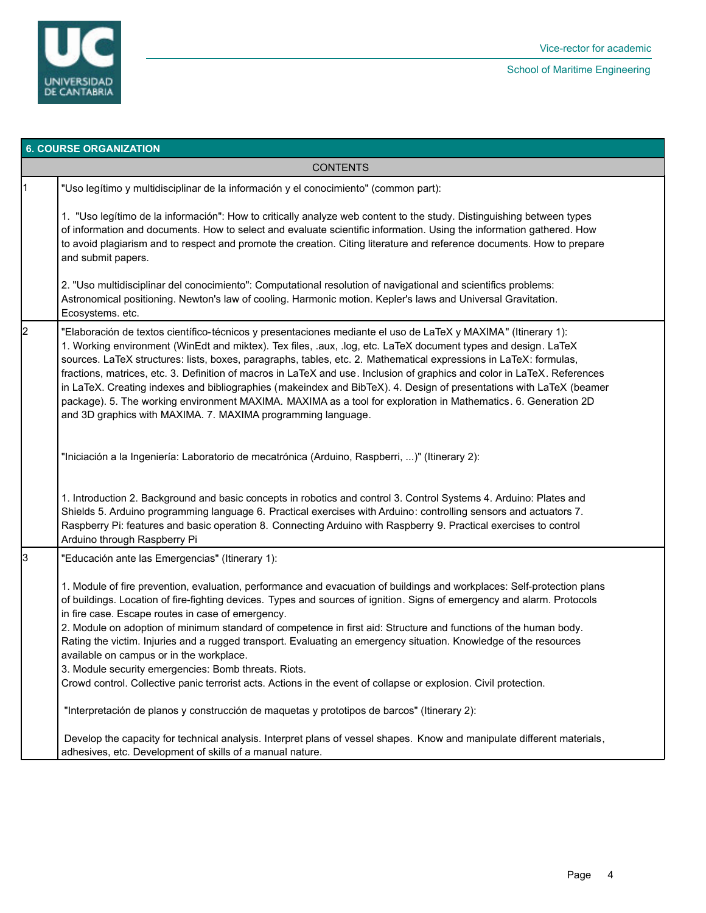## 6. COURSE ORGANIZATION

| CONTENTS | |
|---|---|
| 1 | "Uso legítimo y multidisciplinar de la información y el conocimiento" (common part):<br><br>1. "Uso legítimo de la información": How to critically analyze web content to the study. Distinguishing between types of information and documents. How to select and evaluate scientific information. Using the information gathered. How to avoid plagiarism and to respect and promote the creation. Citing literature and reference documents. How to prepare and submit papers.<br><br>2. "Uso multidisciplinar del conocimiento": Computational resolution of navigational and scientifics problems: Astronomical positioning. Newton's law of cooling. Harmonic motion. Kepler's laws and Universal Gravitation. Ecosystems. etc. |
| 2 | "Elaboración de textos científico-técnicos y presentaciones mediante el uso de LaTeX y MAXIMA" (Itinerary 1):<br>1. Working environment (WinEdt and miktex). Tex files, .aux, .log, etc. LaTeX document types and design. LaTeX sources. LaTeX structures: lists, boxes, paragraphs, tables, etc. 2. Mathematical expressions in LaTeX: formulas, fractions, matrices, etc. 3. Definition of macros in LaTeX and use. Inclusion of graphics and color in LaTeX. References in LaTeX. Creating indexes and bibliographies (makeindex and BibTeX). 4. Design of presentations with LaTeX (beamer package). 5. The working environment MAXIMA. MAXIMA as a tool for exploration in Mathematics. 6. Generation 2D and 3D graphics with MAXIMA. 7. MAXIMA programming language.<br><br>"Iniciación a la Ingeniería: Laboratorio de mecatrónica (Arduino, Raspberri, ...)" (Itinerary 2):<br><br>1. Introduction 2. Background and basic concepts in robotics and control 3. Control Systems 4. Arduino: Plates and Shields 5. Arduino programming language 6. Practical exercises with Arduino: controlling sensors and actuators 7. Raspberry Pi: features and basic operation 8. Connecting Arduino with Raspberry 9. Practical exercises to control Arduino through Raspberry Pi |
| 3 | "Educación ante las Emergencias" (Itinerary 1):<br><br>1. Module of fire prevention, evaluation, performance and evacuation of buildings and workplaces: Self-protection plans of buildings. Location of fire-fighting devices. Types and sources of ignition. Signs of emergency and alarm. Protocols in fire case. Escape routes in case of emergency.<br>2. Module on adoption of minimum standard of competence in first aid: Structure and functions of the human body. Rating the victim. Injuries and a rugged transport. Evaluating an emergency situation. Knowledge of the resources available on campus or in the workplace.<br>3. Module security emergencies: Bomb threats. Riots.<br>Crowd control. Collective panic terrorist acts. Actions in the event of collapse or explosion. Civil protection.<br><br>"Interpretación de planos y construcción de maquetas y prototipos de barcos" (Itinerary 2):<br><br>Develop the capacity for technical analysis. Interpret plans of vessel shapes. Know and manipulate different materials, adhesives, etc. Development of skills of a manual nature. |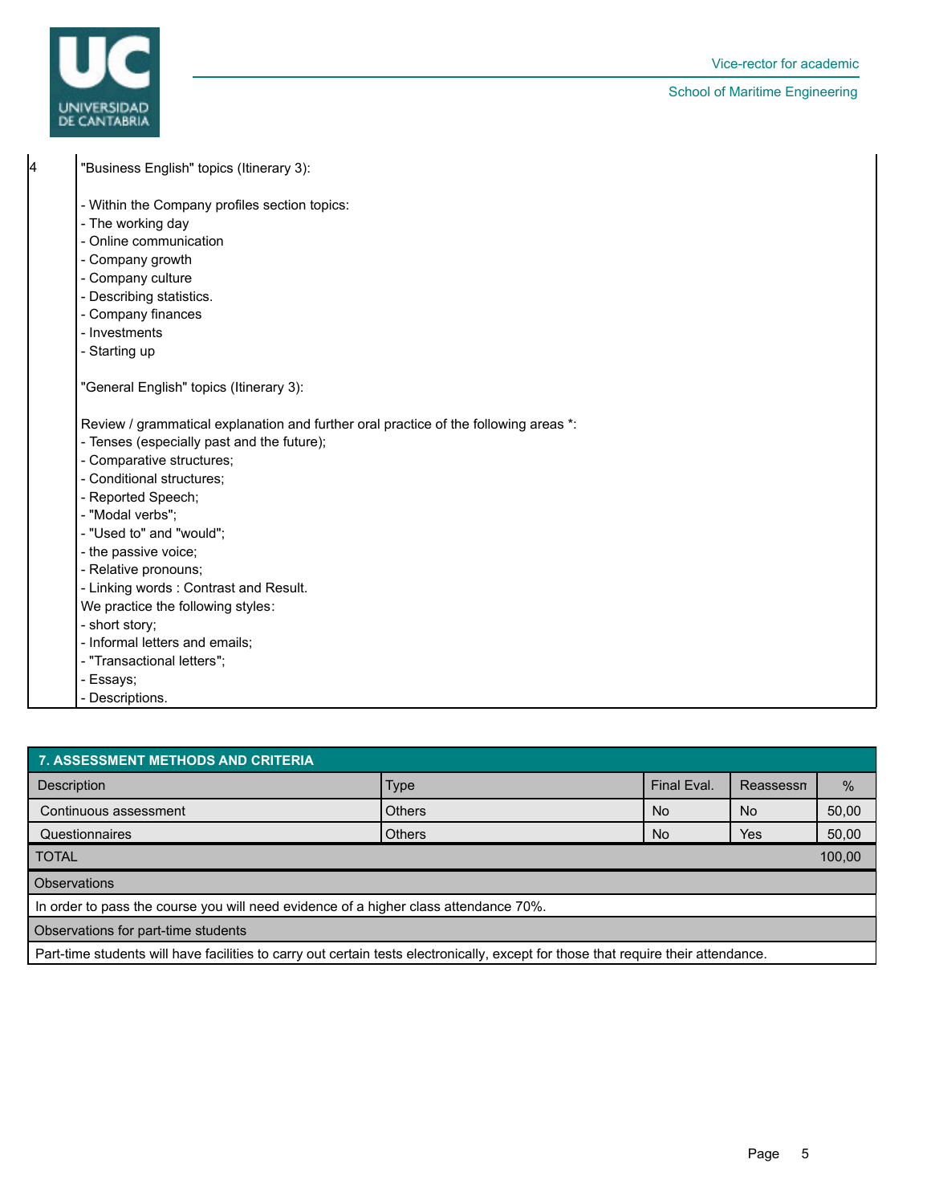| | |
|---|---|
| 4 | "Business English" topics (Itinerary 3):<br><br>- Within the Company profiles section topics:<br>- The working day<br>- Online communication<br>- Company growth<br>- Company culture<br>- Describing statistics.<br>- Company finances<br>- Investments<br>- Starting up<br><br>"General English" topics (Itinerary 3):<br><br>Review / grammatical explanation and further oral practice of the following areas *:<br>- Tenses (especially past and the future);<br>- Comparative structures;<br>- Conditional structures;<br>- Reported Speech;<br>- "Modal verbs";<br>- "Used to" and "would";<br>- the passive voice;<br>- Relative pronouns;<br>- Linking words : Contrast and Result.<br>We practice the following styles:<br>- short story;<br>- Informal letters and emails;<br>- "Transactional letters";<br>- Essays;<br>- Descriptions. |

## 7. ASSESSMENT METHODS AND CRITERIA

| Description | Type | Final Eval. | Reassessm | % |
|---|---|---|---|---|
| Continuous assessment | Others | No | No | 50,00 |
| Questionnaires | Others | No | Yes | 50,00 |
| TOTAL | | | | 100,00 |

**Observations**

In order to pass the course you will need evidence of a higher class attendance 70%.

**Observations for part-time students**

Part-time students will have facilities to carry out certain tests electronically, except for those that require their attendance.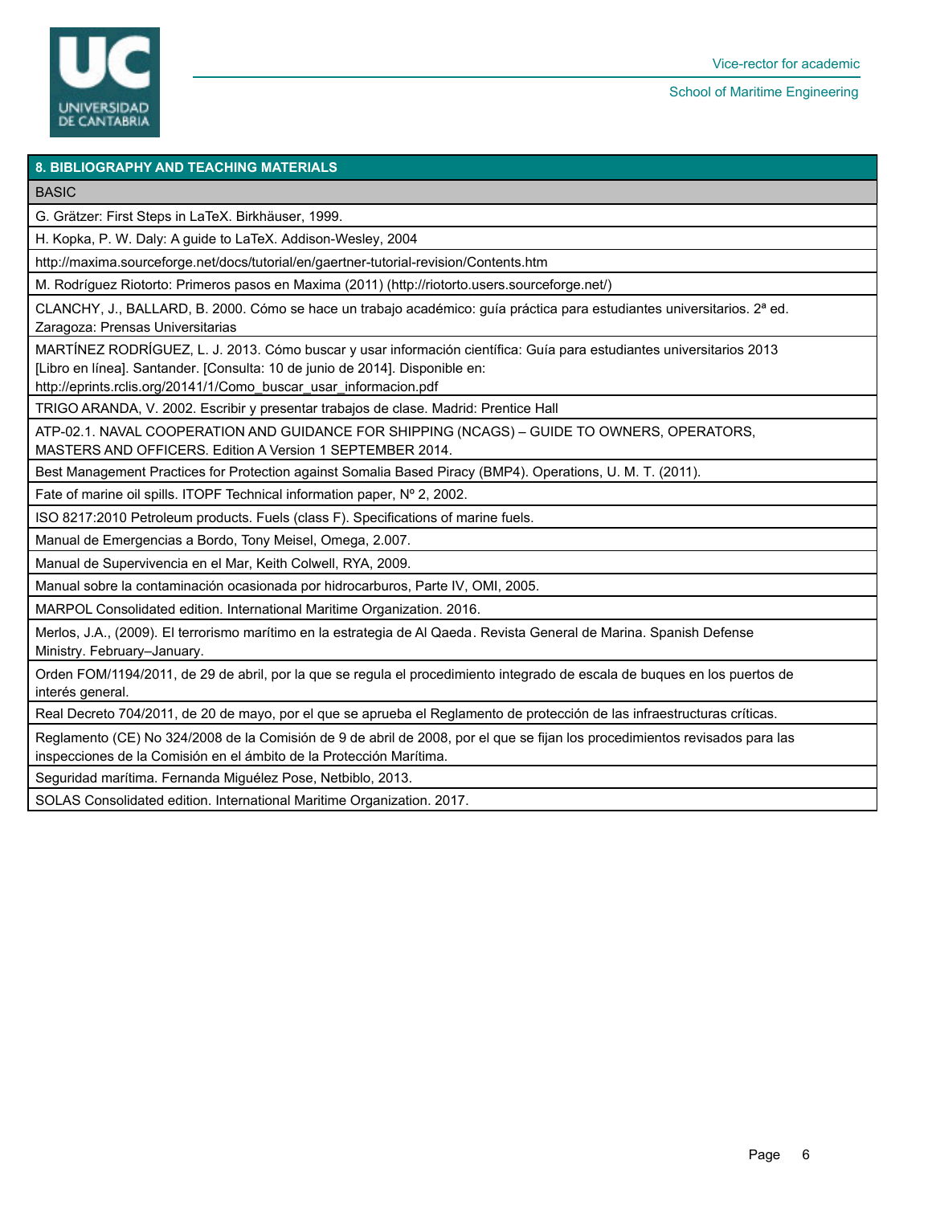## 8. BIBLIOGRAPHY AND TEACHING MATERIALS

| BASIC |
|---|
| G. Grätzer: First Steps in LaTeX. Birkhäuser, 1999. |
| H. Kopka, P. W. Daly: A guide to LaTeX. Addison-Wesley, 2004 |
| http://maxima.sourceforge.net/docs/tutorial/en/gaertner-tutorial-revision/Contents.htm |
| M. Rodríguez Riotorto: Primeros pasos en Maxima (2011) (http://riotorto.users.sourceforge.net/) |
| CLANCHY, J., BALLARD, B. 2000. Cómo se hace un trabajo académico: guía práctica para estudiantes universitarios. 2ª ed. Zaragoza: Prensas Universitarias |
| MARTÍNEZ RODRÍGUEZ, L. J. 2013. Cómo buscar y usar información científica: Guía para estudiantes universitarios 2013 [Libro en línea]. Santander. [Consulta: 10 de junio de 2014]. Disponible en: http://eprints.rclis.org/20141/1/Como_buscar_usar_informacion.pdf |
| TRIGO ARANDA, V. 2002. Escribir y presentar trabajos de clase. Madrid: Prentice Hall |
| ATP-02.1. NAVAL COOPERATION AND GUIDANCE FOR SHIPPING (NCAGS) – GUIDE TO OWNERS, OPERATORS, MASTERS AND OFFICERS. Edition A Version 1 SEPTEMBER 2014. |
| Best Management Practices for Protection against Somalia Based Piracy (BMP4). Operations, U. M. T. (2011). |
| Fate of marine oil spills. ITOPF Technical information paper, Nº 2, 2002. |
| ISO 8217:2010 Petroleum products. Fuels (class F). Specifications of marine fuels. |
| Manual de Emergencias a Bordo, Tony Meisel, Omega, 2.007. |
| Manual de Supervivencia en el Mar, Keith Colwell, RYA, 2009. |
| Manual sobre la contaminación ocasionada por hidrocarburos, Parte IV, OMI, 2005. |
| MARPOL Consolidated edition. International Maritime Organization. 2016. |
| Merlos, J.A., (2009). El terrorismo marítimo en la estrategia de Al Qaeda. Revista General de Marina. Spanish Defense Ministry. February–January. |
| Orden FOM/1194/2011, de 29 de abril, por la que se regula el procedimiento integrado de escala de buques en los puertos de interés general. |
| Real Decreto 704/2011, de 20 de mayo, por el que se aprueba el Reglamento de protección de las infraestructuras críticas. |
| Reglamento (CE) No 324/2008 de la Comisión de 9 de abril de 2008, por el que se fijan los procedimientos revisados para las inspecciones de la Comisión en el ámbito de la Protección Marítima. |
| Seguridad marítima. Fernanda Miguélez Pose, Netbiblo, 2013. |
| SOLAS Consolidated edition. International Maritime Organization. 2017. |